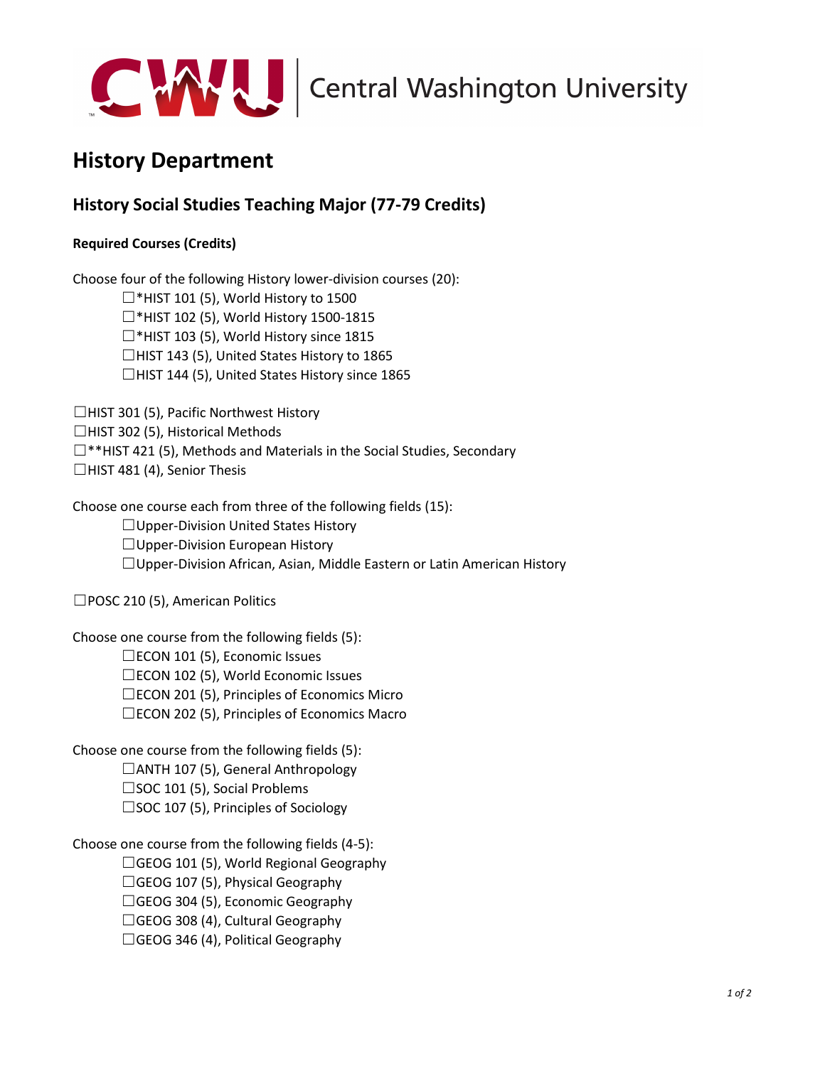Central Washington University

# History Department

## History Social Studies Teaching Major (77-79 Credits)

**Required Courses (Credits)**

Choose four of the following History lower-division courses (20):

- ☐*HIST 101 (5), World History to 1500
- ☐*HIST 102 (5), World History 1500-1815
- ☐*HIST 103 (5), World History since 1815
- ☐HIST 143 (5), United States History to 1865
- ☐HIST 144 (5), United States History since 1865

☐HIST 301 (5), Pacific Northwest History
☐HIST 302 (5), Historical Methods
☐**HIST 421 (5), Methods and Materials in the Social Studies, Secondary
☐HIST 481 (4), Senior Thesis

Choose one course each from three of the following fields (15):

- ☐Upper-Division United States History
- ☐Upper-Division European History
- ☐Upper-Division African, Asian, Middle Eastern or Latin American History

☐POSC 210 (5), American Politics

Choose one course from the following fields (5):

- ☐ECON 101 (5), Economic Issues
- ☐ECON 102 (5), World Economic Issues
- ☐ECON 201 (5), Principles of Economics Micro
- ☐ECON 202 (5), Principles of Economics Macro

Choose one course from the following fields (5):

- ☐ANTH 107 (5), General Anthropology
- ☐SOC 101 (5), Social Problems
- ☐SOC 107 (5), Principles of Sociology

Choose one course from the following fields (4-5):

- ☐GEOG 101 (5), World Regional Geography
- ☐GEOG 107 (5), Physical Geography
- ☐GEOG 304 (5), Economic Geography
- ☐GEOG 308 (4), Cultural Geography
- ☐GEOG 346 (4), Political Geography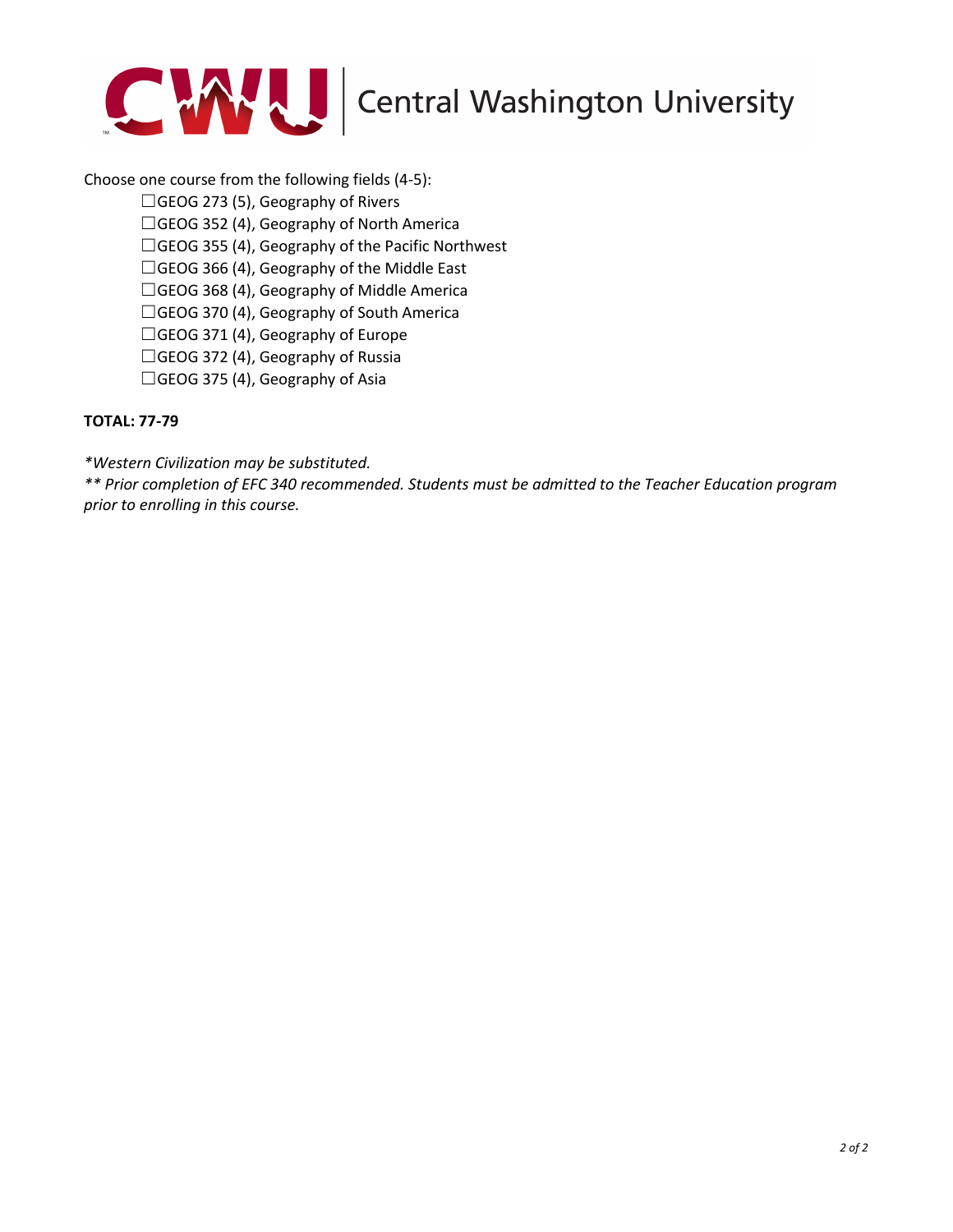Choose one course from the following fields (4-5):

- ☐GEOG 273 (5), Geography of Rivers
- ☐GEOG 352 (4), Geography of North America
- ☐GEOG 355 (4), Geography of the Pacific Northwest
- ☐GEOG 366 (4), Geography of the Middle East
- ☐GEOG 368 (4), Geography of Middle America
- ☐GEOG 370 (4), Geography of South America
- ☐GEOG 371 (4), Geography of Europe
- ☐GEOG 372 (4), Geography of Russia
- ☐GEOG 375 (4), Geography of Asia

**TOTAL: 77-79**

*\*Western Civilization may be substituted.*

*\*\* Prior completion of EFC 340 recommended. Students must be admitted to the Teacher Education program prior to enrolling in this course.*